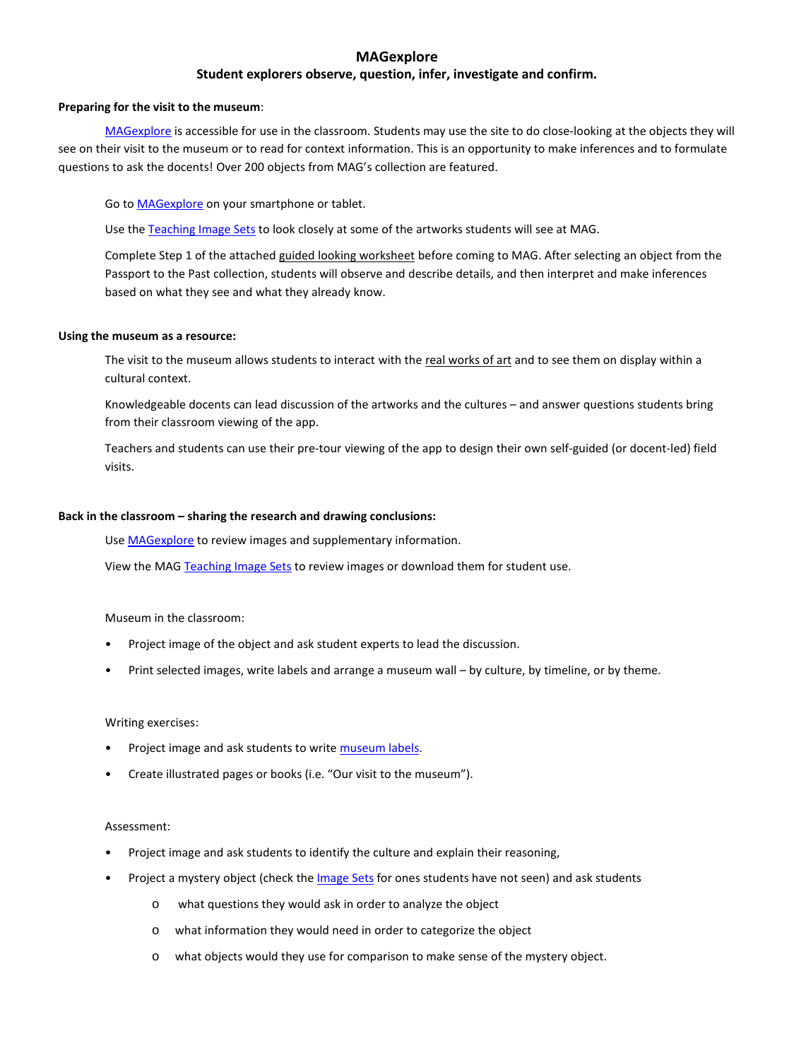# MAGexplore

## Student explorers observe, question, infer, investigate and confirm.

**Preparing for the visit to the museum**:

MAGexplore is accessible for use in the classroom. Students may use the site to do close-looking at the objects they will see on their visit to the museum or to read for context information. This is an opportunity to make inferences and to formulate questions to ask the docents! Over 200 objects from MAG's collection are featured.

Go to MAGexplore on your smartphone or tablet.

Use the Teaching Image Sets to look closely at some of the artworks students will see at MAG.

Complete Step 1 of the attached guided looking worksheet before coming to MAG. After selecting an object from the Passport to the Past collection, students will observe and describe details, and then interpret and make inferences based on what they see and what they already know.

**Using the museum as a resource:**

The visit to the museum allows students to interact with the real works of art and to see them on display within a cultural context.

Knowledgeable docents can lead discussion of the artworks and the cultures – and answer questions students bring from their classroom viewing of the app.

Teachers and students can use their pre-tour viewing of the app to design their own self-guided (or docent-led) field visits.

**Back in the classroom – sharing the research and drawing conclusions:**

Use MAGexplore to review images and supplementary information.

View the MAG Teaching Image Sets to review images or download them for student use.

Museum in the classroom:

- Project image of the object and ask student experts to lead the discussion.
- Print selected images, write labels and arrange a museum wall – by culture, by timeline, or by theme.

Writing exercises:

- Project image and ask students to write museum labels.
- Create illustrated pages or books (i.e. "Our visit to the museum").

Assessment:

- Project image and ask students to identify the culture and explain their reasoning,
- Project a mystery object (check the Image Sets for ones students have not seen) and ask students
  - what questions they would ask in order to analyze the object
  - what information they would need in order to categorize the object
  - what objects would they use for comparison to make sense of the mystery object.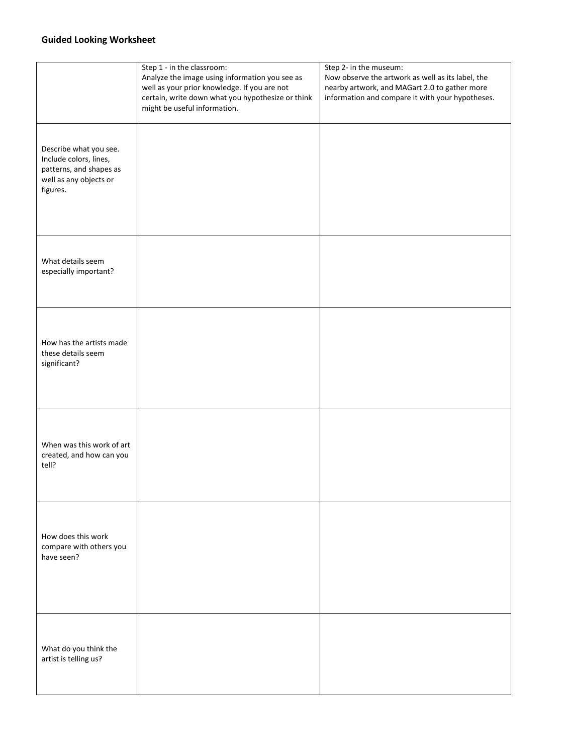**Guided Looking Worksheet**

| | Step 1 - in the classroom: Analyze the image using information you see as well as your prior knowledge. If you are not certain, write down what you hypothesize or think might be useful information. | Step 2- in the museum: Now observe the artwork as well as its label, the nearby artwork, and MAGart 2.0 to gather more information and compare it with your hypotheses. |
|---|---|---|
| Describe what you see. Include colors, lines, patterns, and shapes as well as any objects or figures. | | |
| What details seem especially important? | | |
| How has the artists made these details seem significant? | | |
| When was this work of art created, and how can you tell? | | |
| How does this work compare with others you have seen? | | |
| What do you think the artist is telling us? | | |